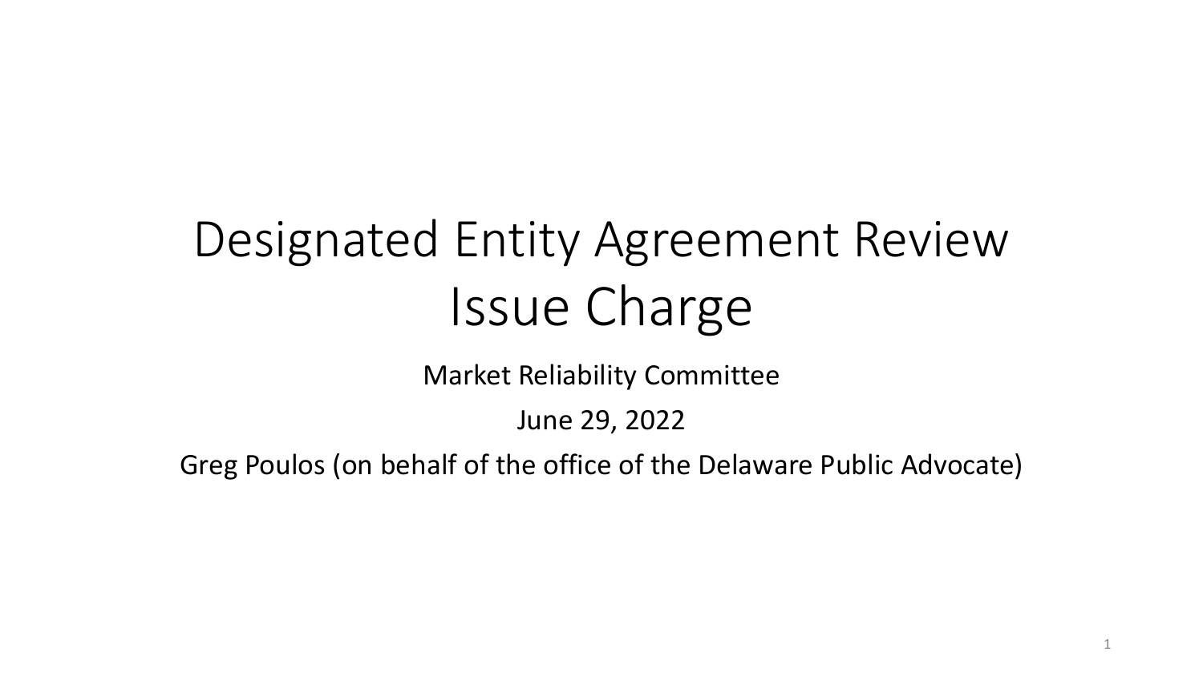# Designated Entity Agreement Review Issue Charge

Market Reliability Committee

June 29, 2022

Greg Poulos (on behalf of the office of the Delaware Public Advocate)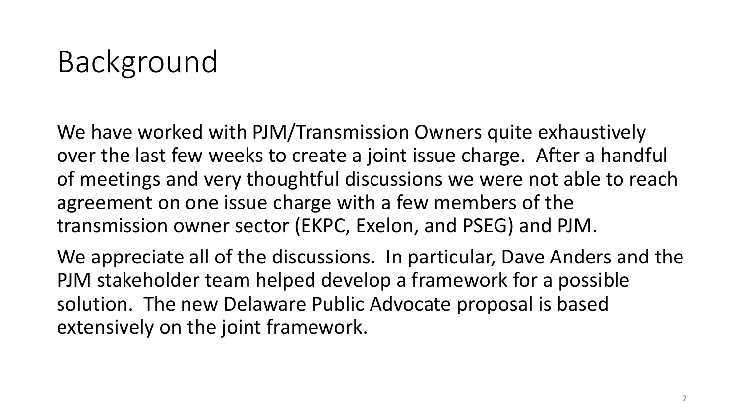# Background

We have worked with PJM/Transmission Owners quite exhaustively over the last few weeks to create a joint issue charge. After a handful of meetings and very thoughtful discussions we were not able to reach agreement on one issue charge with a few members of the transmission owner sector (EKPC, Exelon, and PSEG) and PJM.

We appreciate all of the discussions. In particular, Dave Anders and the PJM stakeholder team helped develop a framework for a possible solution. The new Delaware Public Advocate proposal is based extensively on the joint framework.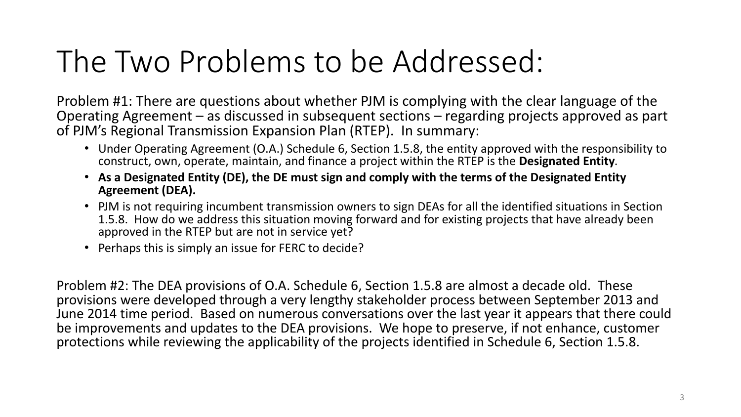# The Two Problems to be Addressed:

Problem #1: There are questions about whether PJM is complying with the clear language of the Operating Agreement – as discussed in subsequent sections – regarding projects approved as part of PJM's Regional Transmission Expansion Plan (RTEP). In summary:

- Under Operating Agreement (O.A.) Schedule 6, Section 1.5.8, the entity approved with the responsibility to construct, own, operate, maintain, and finance a project within the RTEP is the **Designated Entity**.
- **As a Designated Entity (DE), the DE must sign and comply with the terms of the Designated Entity Agreement (DEA).**
- PJM is not requiring incumbent transmission owners to sign DEAs for all the identified situations in Section 1.5.8. How do we address this situation moving forward and for existing projects that have already been approved in the RTEP but are not in service yet?
- Perhaps this is simply an issue for FERC to decide?

Problem #2: The DEA provisions of O.A. Schedule 6, Section 1.5.8 are almost a decade old. These provisions were developed through a very lengthy stakeholder process between September 2013 and June 2014 time period. Based on numerous conversations over the last year it appears that there could be improvements and updates to the DEA provisions. We hope to preserve, if not enhance, customer protections while reviewing the applicability of the projects identified in Schedule 6, Section 1.5.8.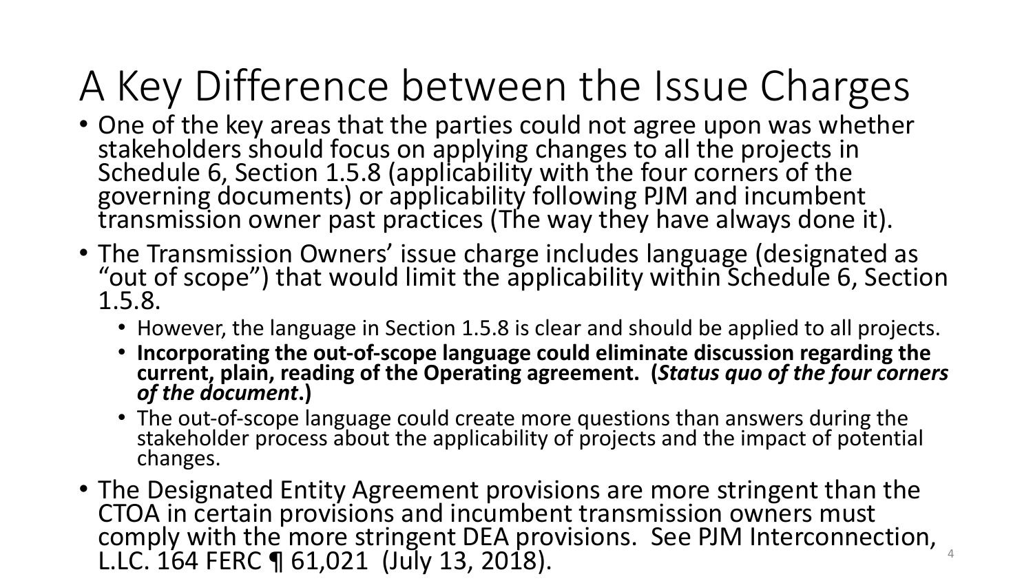# A Key Difference between the Issue Charges

- One of the key areas that the parties could not agree upon was whether stakeholders should focus on applying changes to all the projects in Schedule 6, Section 1.5.8 (applicability with the four corners of the governing documents) or applicability following PJM and incumbent transmission owner past practices (The way they have always done it).
- The Transmission Owners' issue charge includes language (designated as "out of scope") that would limit the applicability within Schedule 6, Section 1.5.8.
  - However, the language in Section 1.5.8 is clear and should be applied to all projects.
  - **Incorporating the out-of-scope language could eliminate discussion regarding the current, plain, reading of the Operating agreement. (*Status quo of the four corners of the document*.)**
  - The out-of-scope language could create more questions than answers during the stakeholder process about the applicability of projects and the impact of potential changes.
- The Designated Entity Agreement provisions are more stringent than the CTOA in certain provisions and incumbent transmission owners must comply with the more stringent DEA provisions. See PJM Interconnection, L.LC. 164 FERC ¶ 61,021 (July 13, 2018).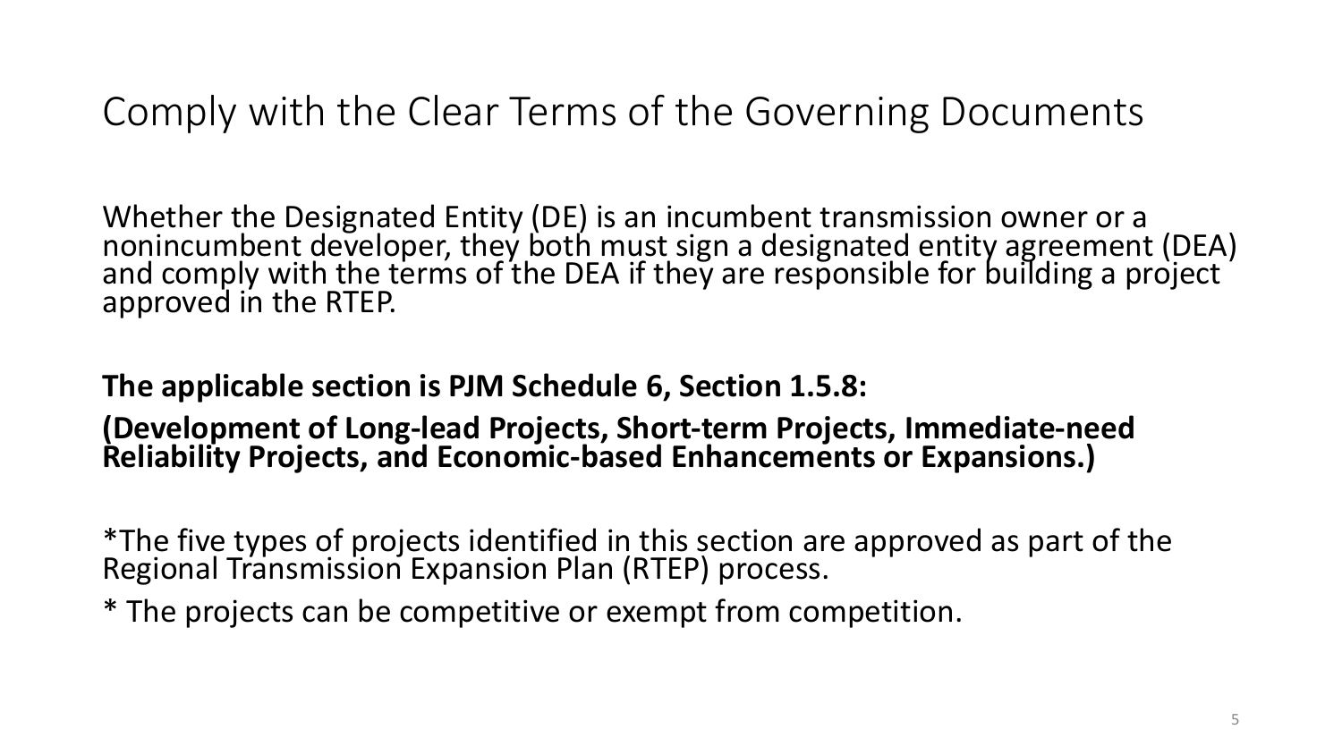# Comply with the Clear Terms of the Governing Documents

Whether the Designated Entity (DE) is an incumbent transmission owner or a nonincumbent developer, they both must sign a designated entity agreement (DEA) and comply with the terms of the DEA if they are responsible for building a project approved in the RTEP.

**The applicable section is PJM Schedule 6, Section 1.5.8:**

**(Development of Long-lead Projects, Short-term Projects, Immediate-need Reliability Projects, and Economic-based Enhancements or Expansions.)**

*The five types of projects identified in this section are approved as part of the Regional Transmission Expansion Plan (RTEP) process.

* The projects can be competitive or exempt from competition.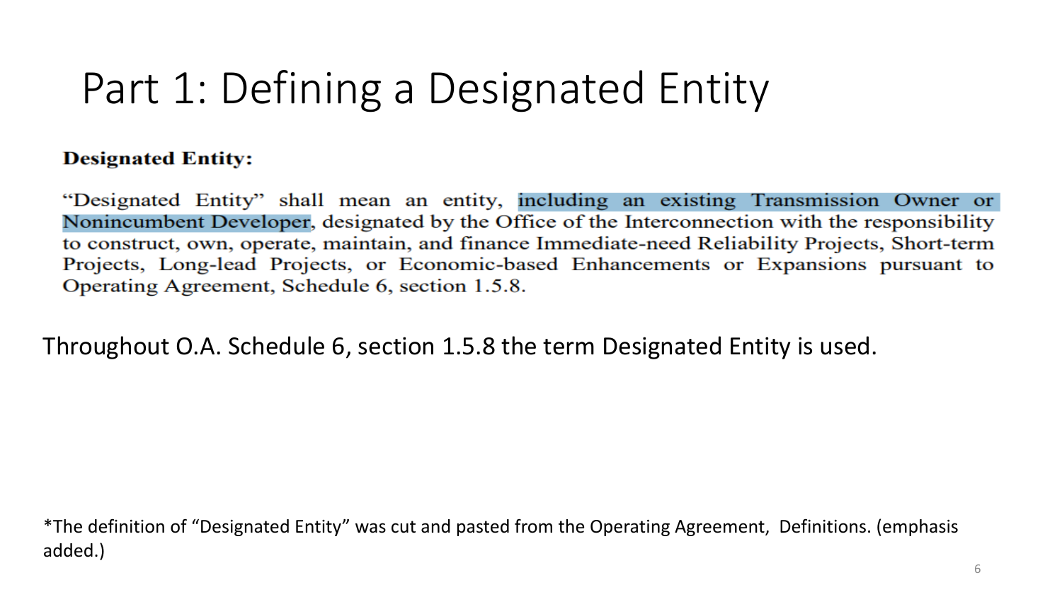# Part 1: Defining a Designated Entity

**Designated Entity:**

"Designated Entity" shall mean an entity, including an existing Transmission Owner or Nonincumbent Developer, designated by the Office of the Interconnection with the responsibility to construct, own, operate, maintain, and finance Immediate-need Reliability Projects, Short-term Projects, Long-lead Projects, or Economic-based Enhancements or Expansions pursuant to Operating Agreement, Schedule 6, section 1.5.8.

Throughout O.A. Schedule 6, section 1.5.8 the term Designated Entity is used.

*The definition of "Designated Entity" was cut and pasted from the Operating Agreement, Definitions. (emphasis added.)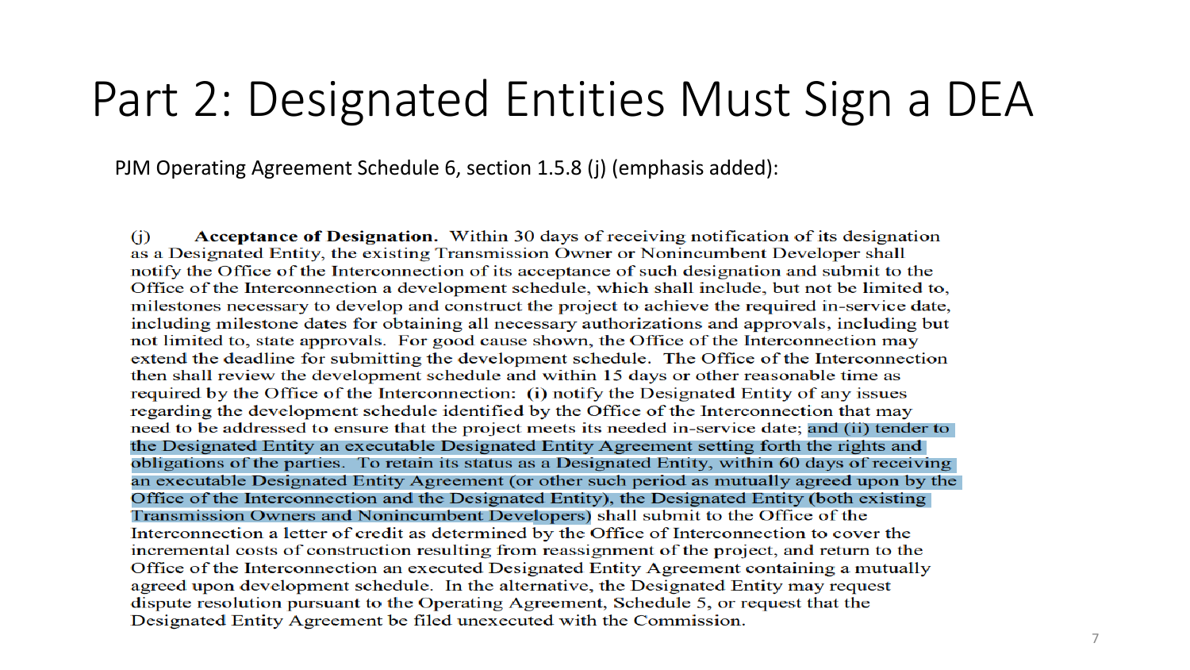# Part 2: Designated Entities Must Sign a DEA

PJM Operating Agreement Schedule 6, section 1.5.8 (j) (emphasis added):

(j) **Acceptance of Designation.** Within 30 days of receiving notification of its designation as a Designated Entity, the existing Transmission Owner or Nonincumbent Developer shall notify the Office of the Interconnection of its acceptance of such designation and submit to the Office of the Interconnection a development schedule, which shall include, but not be limited to, milestones necessary to develop and construct the project to achieve the required in-service date, including milestone dates for obtaining all necessary authorizations and approvals, including but not limited to, state approvals. For good cause shown, the Office of the Interconnection may extend the deadline for submitting the development schedule. The Office of the Interconnection then shall review the development schedule and within 15 days or other reasonable time as required by the Office of the Interconnection: (i) notify the Designated Entity of any issues regarding the development schedule identified by the Office of the Interconnection that may need to be addressed to ensure that the project meets its needed in-service date; ==and (ii) tender to the Designated Entity an executable Designated Entity Agreement setting forth the rights and obligations of the parties. To retain its status as a Designated Entity, within 60 days of receiving an executable Designated Entity Agreement (or other such period as mutually agreed upon by the Office of the Interconnection and the Designated Entity), the Designated Entity (both existing Transmission Owners and Nonincumbent Developers)== shall submit to the Office of the Interconnection a letter of credit as determined by the Office of Interconnection to cover the incremental costs of construction resulting from reassignment of the project, and return to the Office of the Interconnection an executed Designated Entity Agreement containing a mutually agreed upon development schedule. In the alternative, the Designated Entity may request dispute resolution pursuant to the Operating Agreement, Schedule 5, or request that the Designated Entity Agreement be filed unexecuted with the Commission.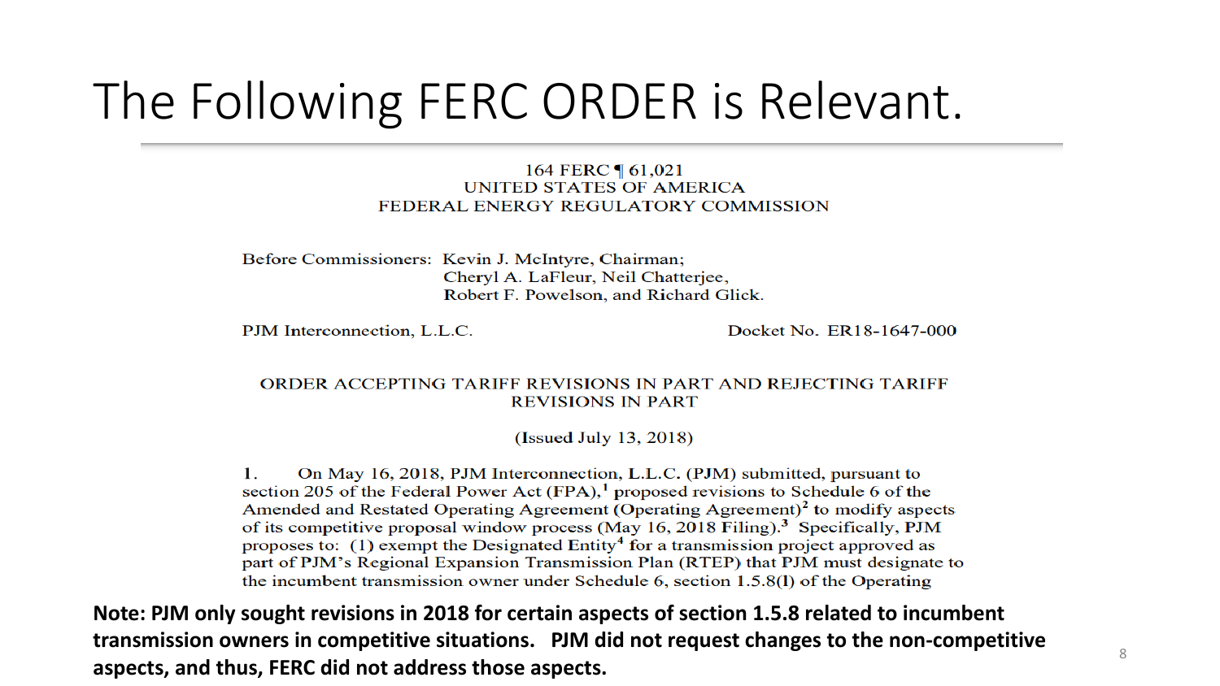# The Following FERC ORDER is Relevant.

164 FERC ¶ 61,021
UNITED STATES OF AMERICA
FEDERAL ENERGY REGULATORY COMMISSION

Before Commissioners: Kevin J. McIntyre, Chairman;
Cheryl A. LaFleur, Neil Chatterjee,
Robert F. Powelson, and Richard Glick.

PJM Interconnection, L.L.C. — Docket No. ER18-1647-000

ORDER ACCEPTING TARIFF REVISIONS IN PART AND REJECTING TARIFF REVISIONS IN PART

(Issued July 13, 2018)

1. On May 16, 2018, PJM Interconnection, L.L.C. (PJM) submitted, pursuant to section 205 of the Federal Power Act (FPA),[1] proposed revisions to Schedule 6 of the Amended and Restated Operating Agreement (Operating Agreement)[2] to modify aspects of its competitive proposal window process (May 16, 2018 Filing).[3] Specifically, PJM proposes to: (1) exempt the Designated Entity[4] for a transmission project approved as part of PJM's Regional Expansion Transmission Plan (RTEP) that PJM must designate to the incumbent transmission owner under Schedule 6, section 1.5.8(l) of the Operating

**Note: PJM only sought revisions in 2018 for certain aspects of section 1.5.8 related to incumbent transmission owners in competitive situations. PJM did not request changes to the non-competitive aspects, and thus, FERC did not address those aspects.**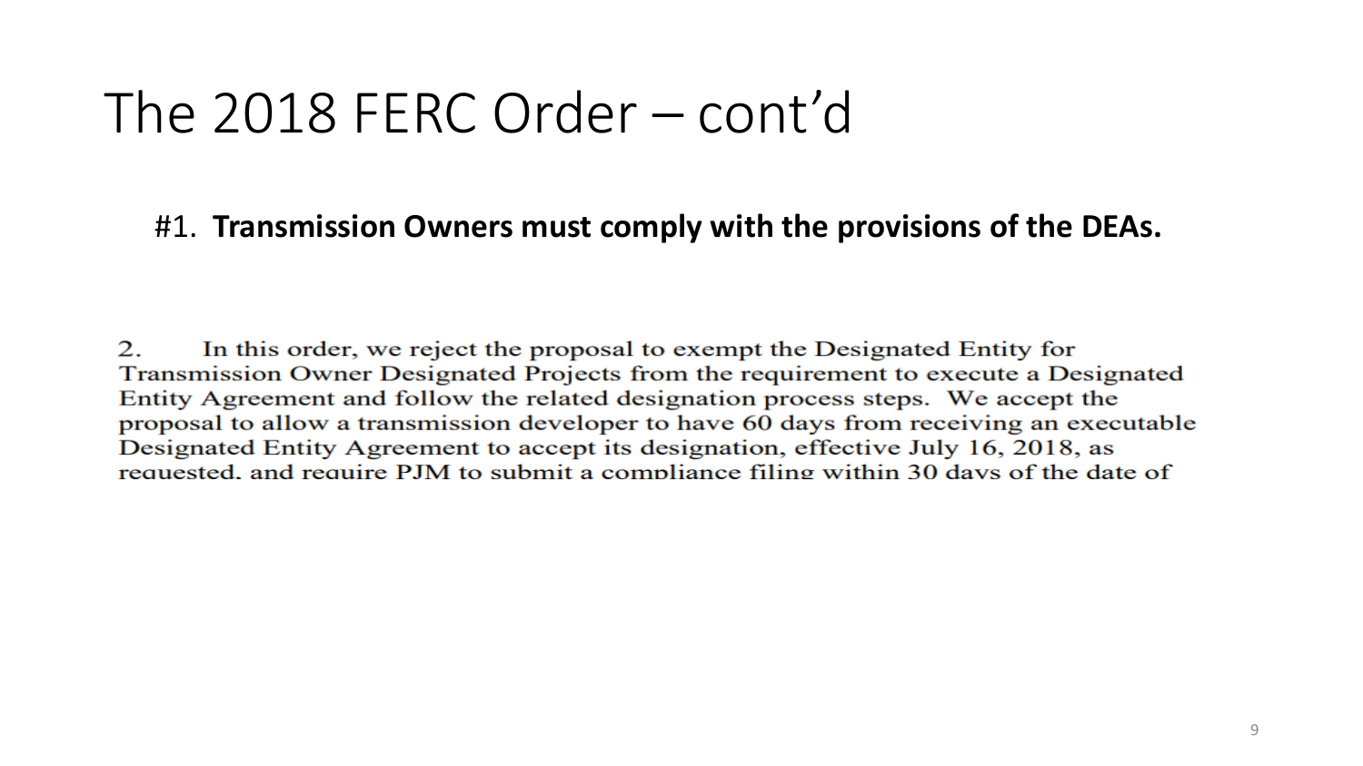# The 2018 FERC Order – cont'd

#1. **Transmission Owners must comply with the provisions of the DEAs.**

2. In this order, we reject the proposal to exempt the Designated Entity for Transmission Owner Designated Projects from the requirement to execute a Designated Entity Agreement and follow the related designation process steps. We accept the proposal to allow a transmission developer to have 60 days from receiving an executable Designated Entity Agreement to accept its designation, effective July 16, 2018, as requested, and require PJM to submit a compliance filing within 30 days of the date of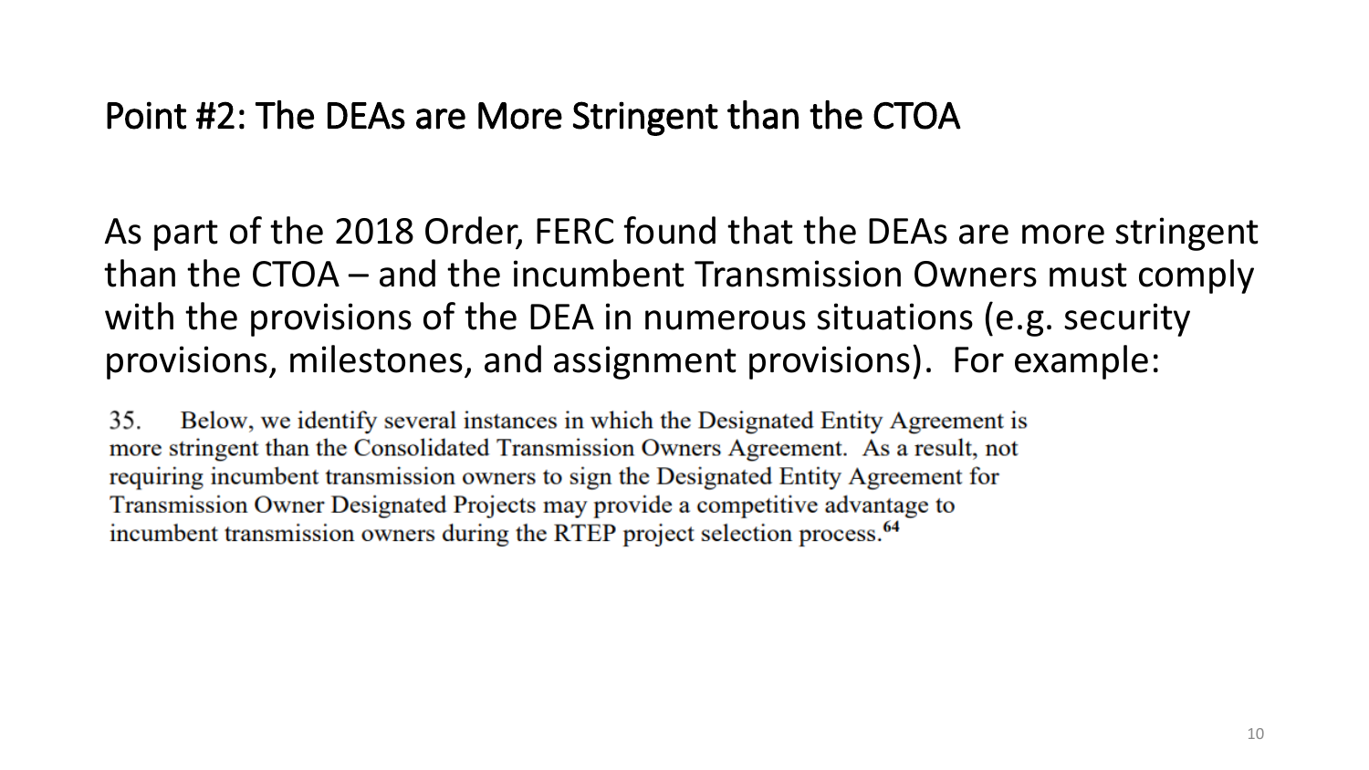## Point #2: The DEAs are More Stringent than the CTOA

As part of the 2018 Order, FERC found that the DEAs are more stringent than the CTOA – and the incumbent Transmission Owners must comply with the provisions of the DEA in numerous situations (e.g. security provisions, milestones, and assignment provisions). For example:

> 35. Below, we identify several instances in which the Designated Entity Agreement is more stringent than the Consolidated Transmission Owners Agreement. As a result, not requiring incumbent transmission owners to sign the Designated Entity Agreement for Transmission Owner Designated Projects may provide a competitive advantage to incumbent transmission owners during the RTEP project selection process.[64]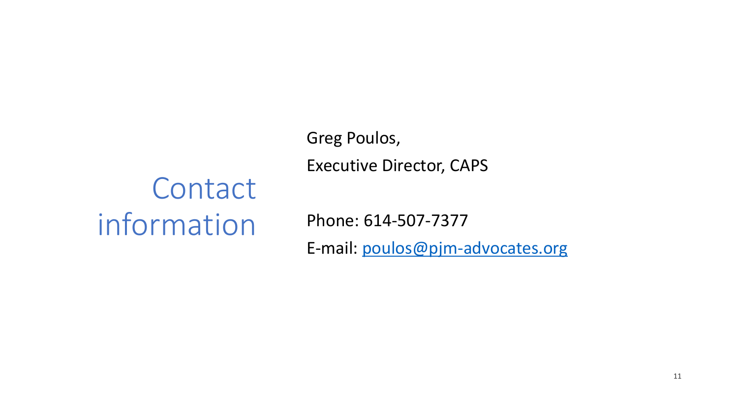# Contact information

Greg Poulos,

Executive Director, CAPS

Phone: 614-507-7377

E-mail: [poulos@pjm-advocates.org](mailto:poulos@pjm-advocates.org)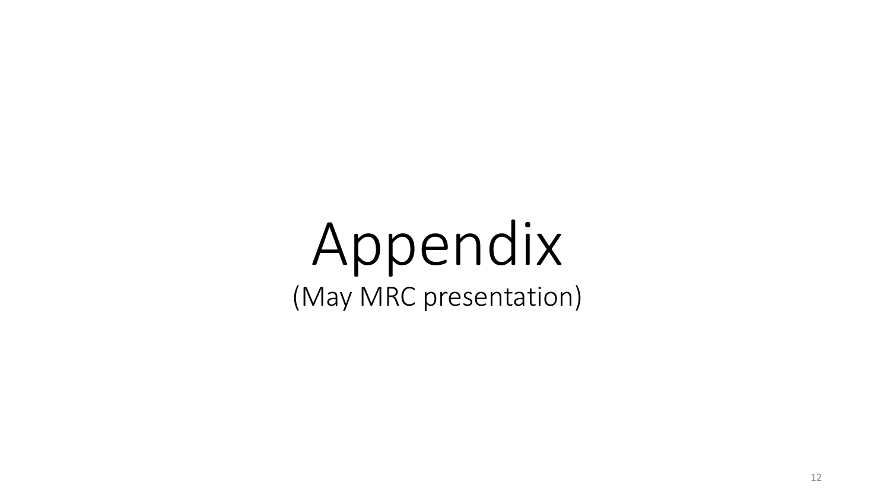# Appendix

(May MRC presentation)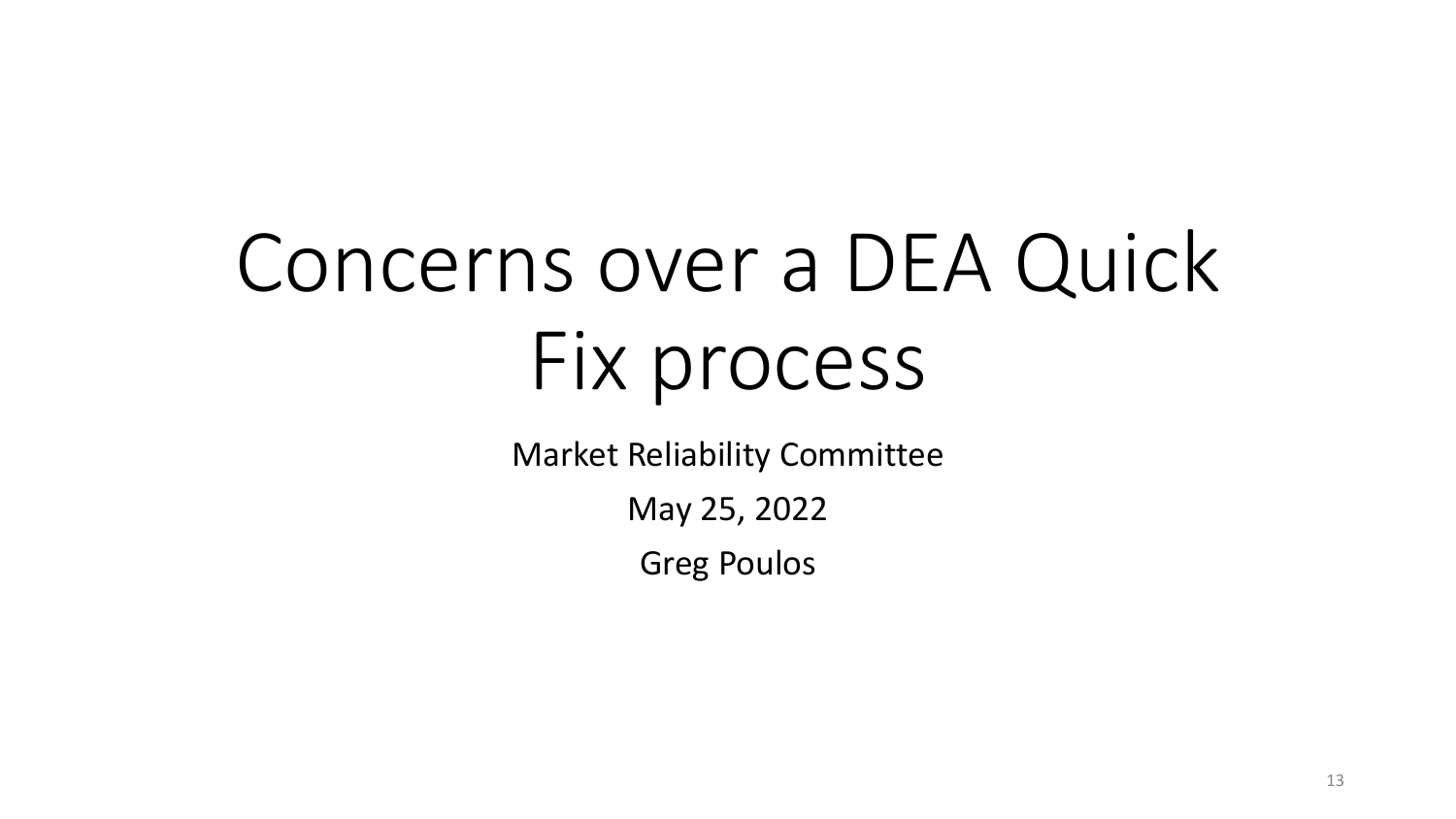# Concerns over a DEA Quick Fix process

Market Reliability Committee

May 25, 2022

Greg Poulos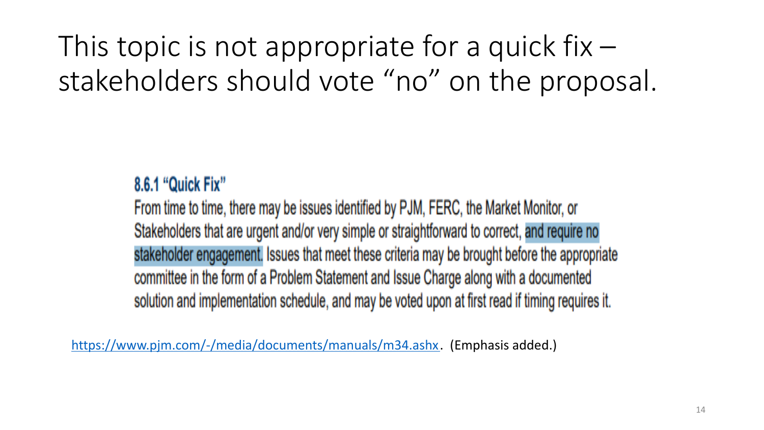# This topic is not appropriate for a quick fix – stakeholders should vote "no" on the proposal.

> **8.6.1 "Quick Fix"**
>
> From time to time, there may be issues identified by PJM, FERC, the Market Monitor, or Stakeholders that are urgent and/or very simple or straightforward to correct, **and require no stakeholder engagement.** Issues that meet these criteria may be brought before the appropriate committee in the form of a Problem Statement and Issue Charge along with a documented solution and implementation schedule, and may be voted upon at first read if timing requires it.

https://www.pjm.com/-/media/documents/manuals/m34.ashx. (Emphasis added.)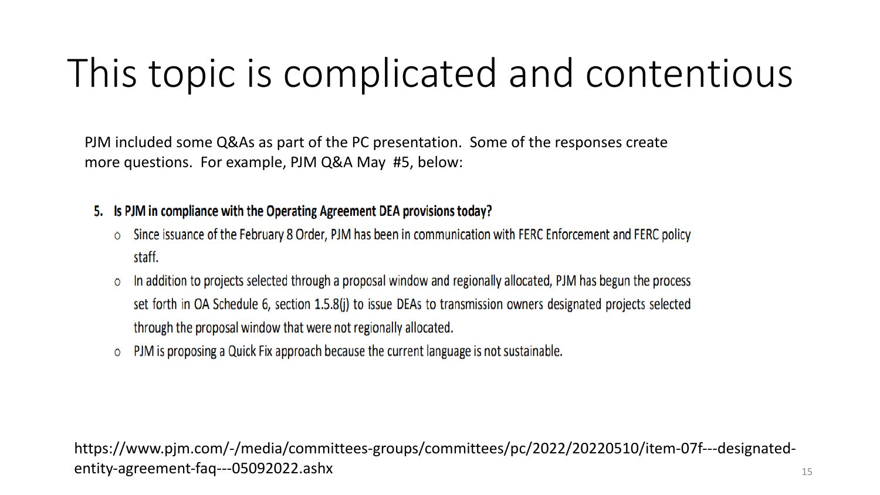# This topic is complicated and contentious

PJM included some Q&As as part of the PC presentation. Some of the responses create more questions. For example, PJM Q&A May #5, below:

**5. Is PJM in compliance with the Operating Agreement DEA provisions today?**

- Since issuance of the February 8 Order, PJM has been in communication with FERC Enforcement and FERC policy staff.
- In addition to projects selected through a proposal window and regionally allocated, PJM has begun the process set forth in OA Schedule 6, section 1.5.8(j) to issue DEAs to transmission owners designated projects selected through the proposal window that were not regionally allocated.
- PJM is proposing a Quick Fix approach because the current language is not sustainable.

https://www.pjm.com/-/media/committees-groups/committees/pc/2022/20220510/item-07f---designated-entity-agreement-faq---05092022.ashx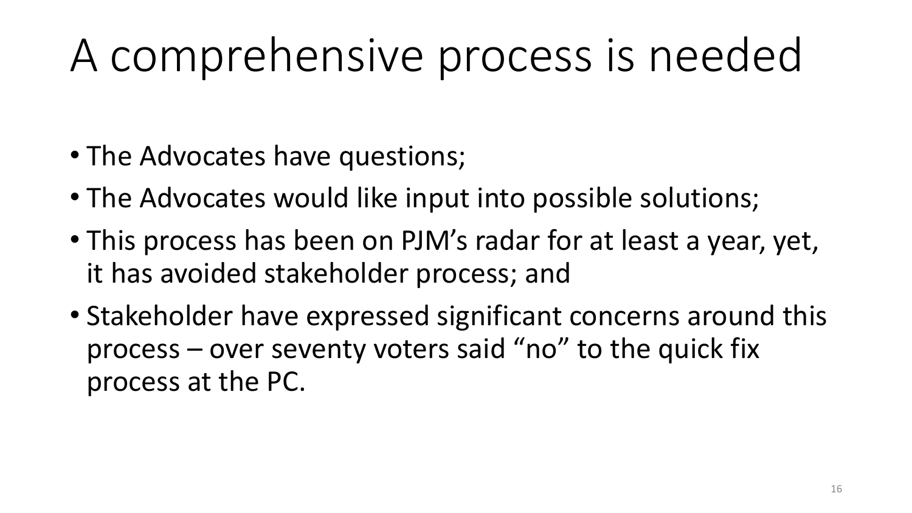# A comprehensive process is needed

- The Advocates have questions;
- The Advocates would like input into possible solutions;
- This process has been on PJM's radar for at least a year, yet, it has avoided stakeholder process; and
- Stakeholder have expressed significant concerns around this process – over seventy voters said "no" to the quick fix process at the PC.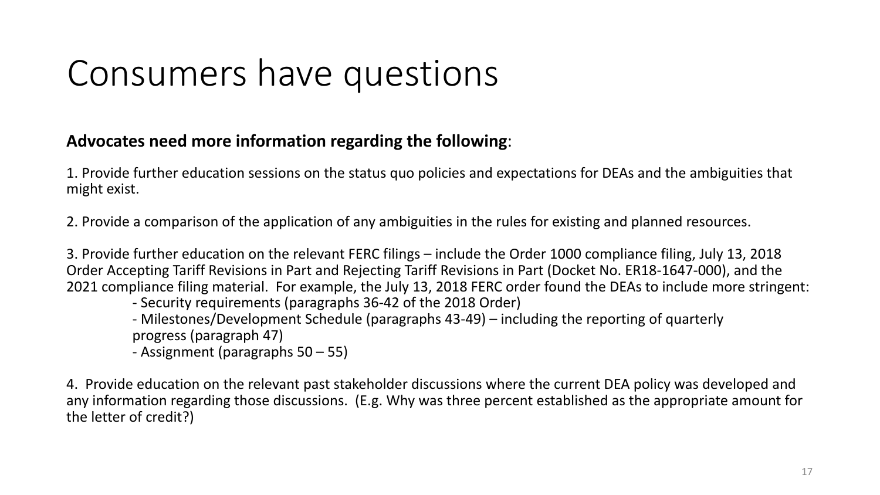# Consumers have questions

**Advocates need more information regarding the following**:

1. Provide further education sessions on the status quo policies and expectations for DEAs and the ambiguities that might exist.

2. Provide a comparison of the application of any ambiguities in the rules for existing and planned resources.

3. Provide further education on the relevant FERC filings – include the Order 1000 compliance filing, July 13, 2018 Order Accepting Tariff Revisions in Part and Rejecting Tariff Revisions in Part (Docket No. ER18-1647-000), and the 2021 compliance filing material. For example, the July 13, 2018 FERC order found the DEAs to include more stringent:
   - Security requirements (paragraphs 36-42 of the 2018 Order)
   - Milestones/Development Schedule (paragraphs 43-49) – including the reporting of quarterly progress (paragraph 47)
   - Assignment (paragraphs 50 – 55)

4. Provide education on the relevant past stakeholder discussions where the current DEA policy was developed and any information regarding those discussions. (E.g. Why was three percent established as the appropriate amount for the letter of credit?)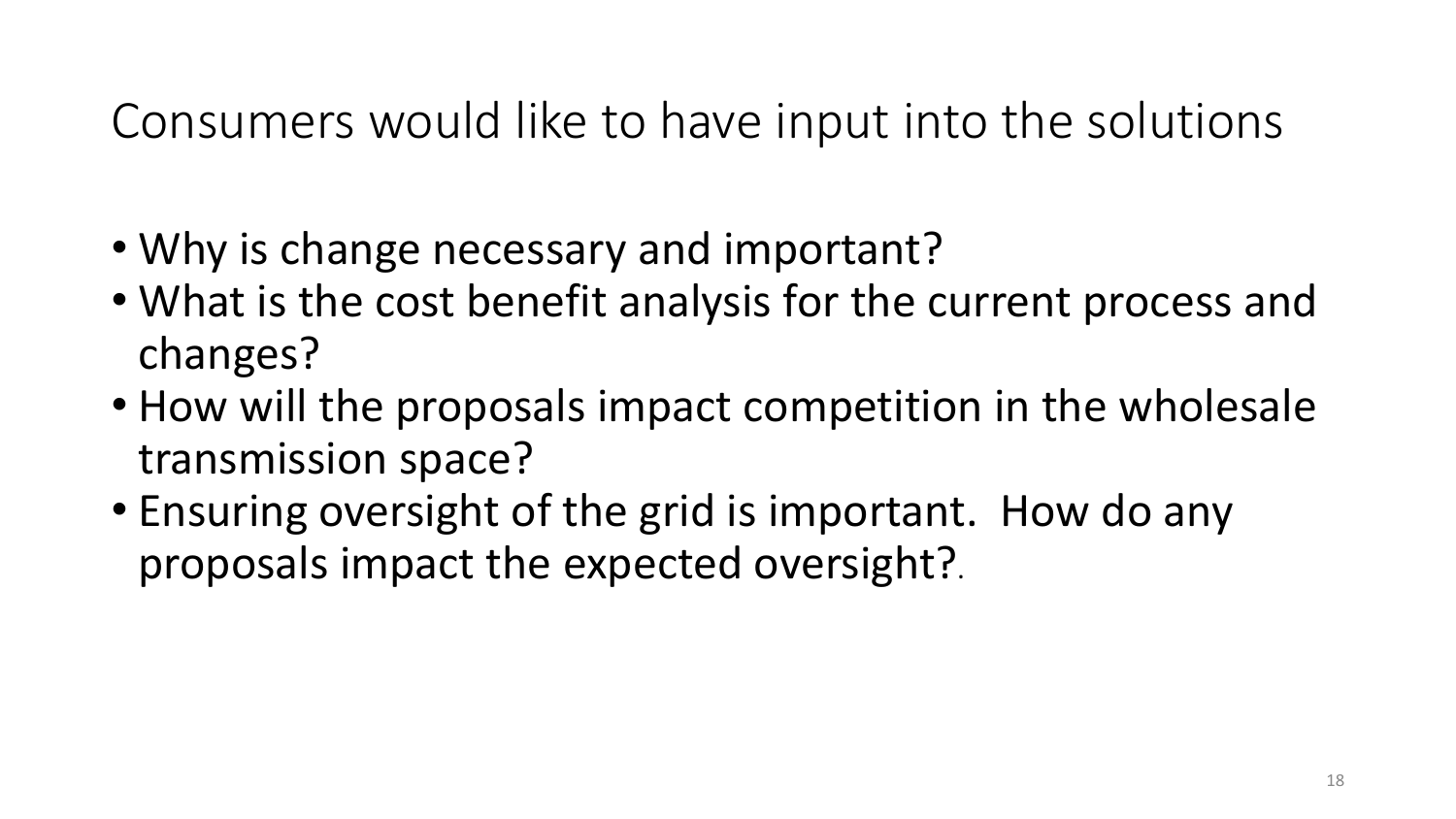# Consumers would like to have input into the solutions

- Why is change necessary and important?
- What is the cost benefit analysis for the current process and changes?
- How will the proposals impact competition in the wholesale transmission space?
- Ensuring oversight of the grid is important. How do any proposals impact the expected oversight?.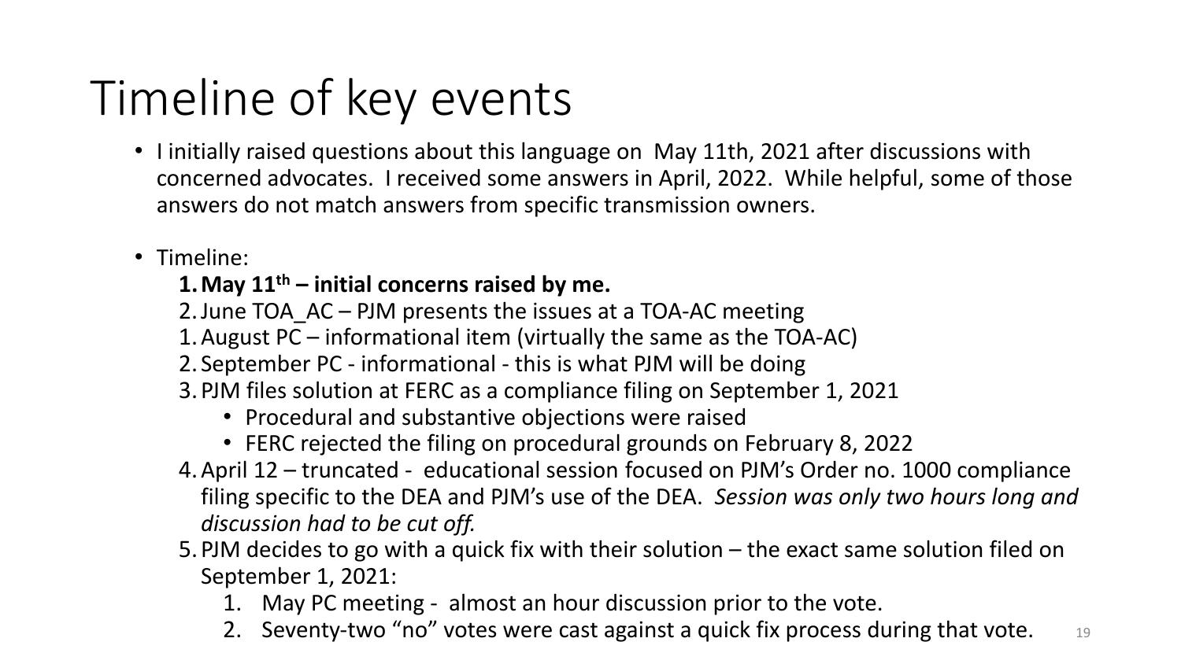# Timeline of key events

- I initially raised questions about this language on May 11th, 2021 after discussions with concerned advocates. I received some answers in April, 2022. While helpful, some of those answers do not match answers from specific transmission owners.

- Timeline:
  1. **May 11th – initial concerns raised by me.**
  2. June TOA_AC – PJM presents the issues at a TOA-AC meeting
  1. August PC – informational item (virtually the same as the TOA-AC)
  2. September PC - informational - this is what PJM will be doing
  3. PJM files solution at FERC as a compliance filing on September 1, 2021
     - Procedural and substantive objections were raised
     - FERC rejected the filing on procedural grounds on February 8, 2022
  4. April 12 – truncated - educational session focused on PJM's Order no. 1000 compliance filing specific to the DEA and PJM's use of the DEA. *Session was only two hours long and discussion had to be cut off.*
  5. PJM decides to go with a quick fix with their solution – the exact same solution filed on September 1, 2021:
     1. May PC meeting - almost an hour discussion prior to the vote.
     2. Seventy-two "no" votes were cast against a quick fix process during that vote.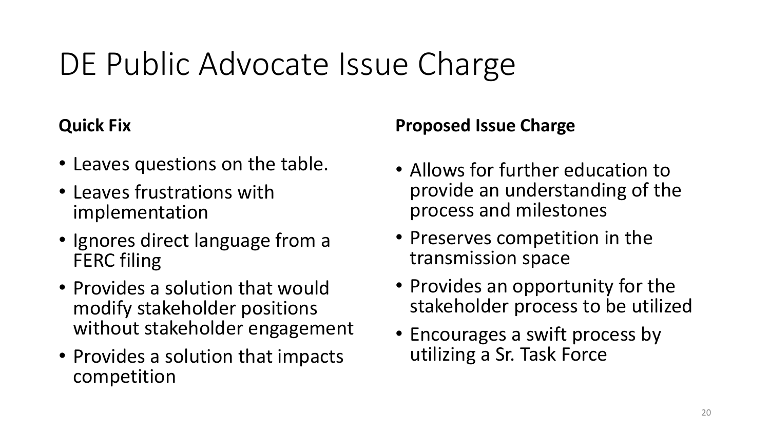# DE Public Advocate Issue Charge

**Quick Fix**

- Leaves questions on the table.
- Leaves frustrations with implementation
- Ignores direct language from a FERC filing
- Provides a solution that would modify stakeholder positions without stakeholder engagement
- Provides a solution that impacts competition

**Proposed Issue Charge**

- Allows for further education to provide an understanding of the process and milestones
- Preserves competition in the transmission space
- Provides an opportunity for the stakeholder process to be utilized
- Encourages a swift process by utilizing a Sr. Task Force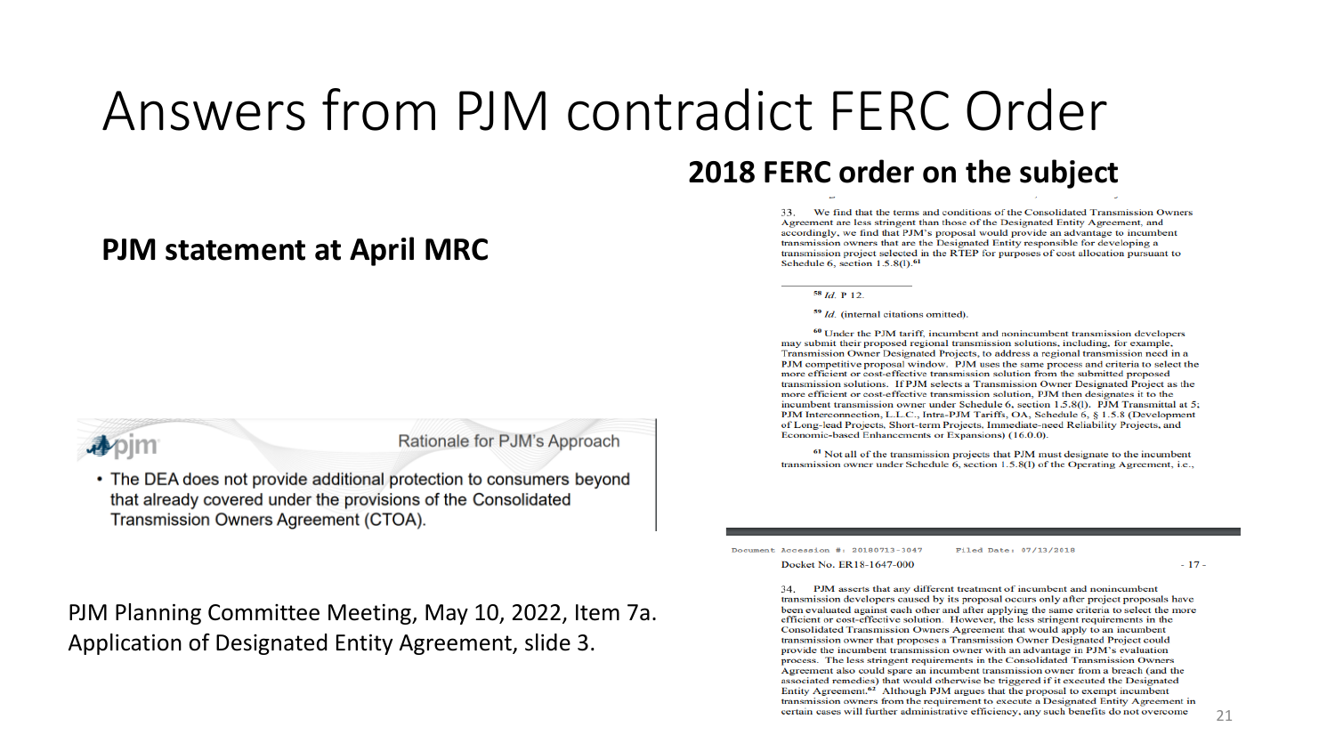# Answers from PJM contradict FERC Order

## PJM statement at April MRC

**Rationale for PJM's Approach**

- The DEA does not provide additional protection to consumers beyond that already covered under the provisions of the Consolidated Transmission Owners Agreement (CTOA).

PJM Planning Committee Meeting, May 10, 2022, Item 7a. Application of Designated Entity Agreement, slide 3.

## 2018 FERC order on the subject

33. We find that the terms and conditions of the Consolidated Transmission Owners Agreement are less stringent than those of the Designated Entity Agreement, and accordingly, we find that PJM's proposal would provide an advantage to incumbent transmission owners that are the Designated Entity responsible for developing a transmission project selected in the RTEP for purposes of cost allocation pursuant to Schedule 6, section 1.5.8(l).[61]

[58] *Id.* P 12.

[59] *Id.* (internal citations omitted).

[60] Under the PJM tariff, incumbent and nonincumbent transmission developers may submit their proposed regional transmission solutions, including, for example, Transmission Owner Designated Projects, to address a regional transmission need in a PJM competitive proposal window. PJM uses the same process and criteria to select the more efficient or cost-effective transmission solution from the submitted proposed transmission solutions. If PJM selects a Transmission Owner Designated Project as the more efficient or cost-effective transmission solution, PJM then designates it to the incumbent transmission owner under Schedule 6, section 1.5.8(l). PJM Transmittal at 5; PJM Interconnection, L.L.C., Intra-PJM Tariffs, OA, Schedule 6, § 1.5.8 (Development of Long-lead Projects, Short-term Projects, Immediate-need Reliability Projects, and Economic-based Enhancements or Expansions) (16.0.0).

[61] Not all of the transmission projects that PJM must designate to the incumbent transmission owner under Schedule 6, section 1.5.8(l) of the Operating Agreement, i.e.,

Document Accession #: 20180713-3047 Filed Date: 07/13/2018

Docket No. ER18-1647-000 - 17 -

34. PJM asserts that any different treatment of incumbent and nonincumbent transmission developers caused by its proposal occurs only after project proposals have been evaluated against each other and after applying the same criteria to select the more efficient or cost-effective solution. However, the less stringent requirements in the Consolidated Transmission Owners Agreement that would apply to an incumbent transmission owner that proposes a Transmission Owner Designated Project could provide the incumbent transmission owner with an advantage in PJM's evaluation process. The less stringent requirements in the Consolidated Transmission Owners Agreement also could spare an incumbent transmission owner from a breach (and the associated remedies) that would otherwise be triggered if it executed the Designated Entity Agreement.[62] Although PJM argues that the proposal to exempt incumbent transmission owners from the requirement to execute a Designated Entity Agreement in certain cases will further administrative efficiency, any such benefits do not overcome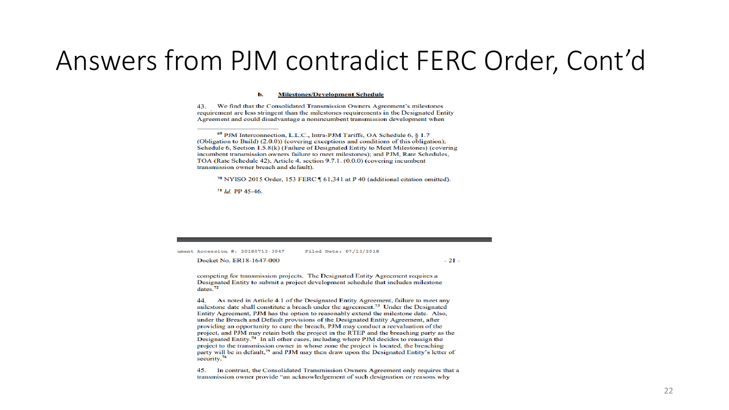# Answers from PJM contradict FERC Order, Cont'd

**b. Milestones/Development Schedule**

43. We find that the Consolidated Transmission Owners Agreement's milestones requirement are less stringent than the milestones requirements in the Designated Entity Agreement and could disadvantage a nonincumbent transmission development when

---

[69] PJM Interconnection, L.L.C., Intra-PJM Tariffs, OA Schedule 6, § 1.7 (Obligation to Build) (2.0.0)) (covering exceptions and conditions of this obligation); Schedule 6, Section 1.5.8(k) (Failure of Designated Entity to Meet Milestones) (covering incumbent transmission owners failure to meet milestones); and PJM, Rate Schedules, TOA (Rate Schedule 42), Article 4, section 9.7.1. (0.0.0) (covering incumbent transmission owner breach and default).

[70] NYISO 2015 Order, 153 FERC ¶ 61,341 at P 40 (additional citation omitted).

[71] *Id.* PP 45-46.

---

ument Accession #: 20180713-3047 Filed Date: 07/13/2018

Docket No. ER18-1647-000 - 21 -

competing for transmission projects. The Designated Entity Agreement requires a Designated Entity to submit a project development schedule that includes milestone dates.[72]

44. As noted in Article 4.1 of the Designated Entity Agreement, failure to meet any milestone date shall constitute a breach under the agreement.[73] Under the Designated Entity Agreement, PJM has the option to reasonably extend the milestone date. Also, under the Breach and Default provisions of the Designated Entity Agreement, after providing an opportunity to cure the breach, PJM may conduct a reevaluation of the project, and PJM may retain both the project in the RTEP and the breaching party as the Designated Entity.[74] In all other cases, including where PJM decides to reassign the project to the transmission owner in whose zone the project is located, the breaching party will be in default,[75] and PJM may then draw upon the Designated Entity's letter of security.[76]

45. In contrast, the Consolidated Transmission Owners Agreement only requires that a transmission owner provide "an acknowledgement of such designation or reasons why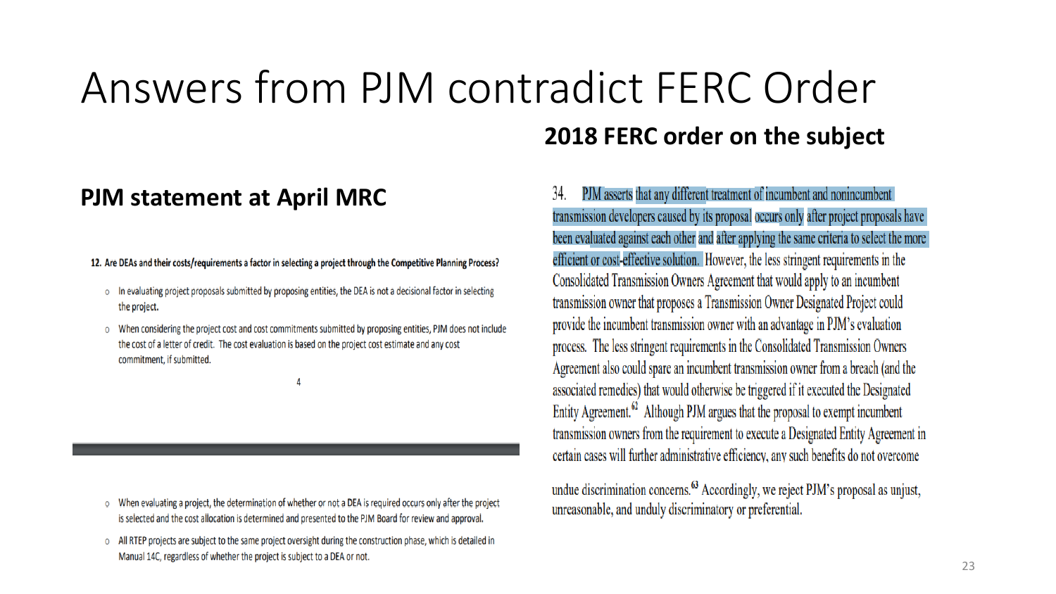# Answers from PJM contradict FERC Order

## PJM statement at April MRC

**12. Are DEAs and their costs/requirements a factor in selecting a project through the Competitive Planning Process?**

- In evaluating project proposals submitted by proposing entities, the DEA is not a decisional factor in selecting the project.
- When considering the project cost and cost commitments submitted by proposing entities, PJM does not include the cost of a letter of credit. The cost evaluation is based on the project cost estimate and any cost commitment, if submitted.

4

- When evaluating a project, the determination of whether or not a DEA is required occurs only after the project is selected and the cost allocation is determined and presented to the PJM Board for review and approval.
- All RTEP projects are subject to the same project oversight during the construction phase, which is detailed in Manual 14C, regardless of whether the project is subject to a DEA or not.

## 2018 FERC order on the subject

34. PJM asserts that any different treatment of incumbent and nonincumbent transmission developers caused by its proposal occurs only after project proposals have been evaluated against each other and after applying the same criteria to select the more efficient or cost-effective solution. However, the less stringent requirements in the Consolidated Transmission Owners Agreement that would apply to an incumbent transmission owner that proposes a Transmission Owner Designated Project could provide the incumbent transmission owner with an advantage in PJM's evaluation process. The less stringent requirements in the Consolidated Transmission Owners Agreement also could spare an incumbent transmission owner from a breach (and the associated remedies) that would otherwise be triggered if it executed the Designated Entity Agreement.[62] Although PJM argues that the proposal to exempt incumbent transmission owners from the requirement to execute a Designated Entity Agreement in certain cases will further administrative efficiency, any such benefits do not overcome undue discrimination concerns.[63] Accordingly, we reject PJM's proposal as unjust, unreasonable, and unduly discriminatory or preferential.